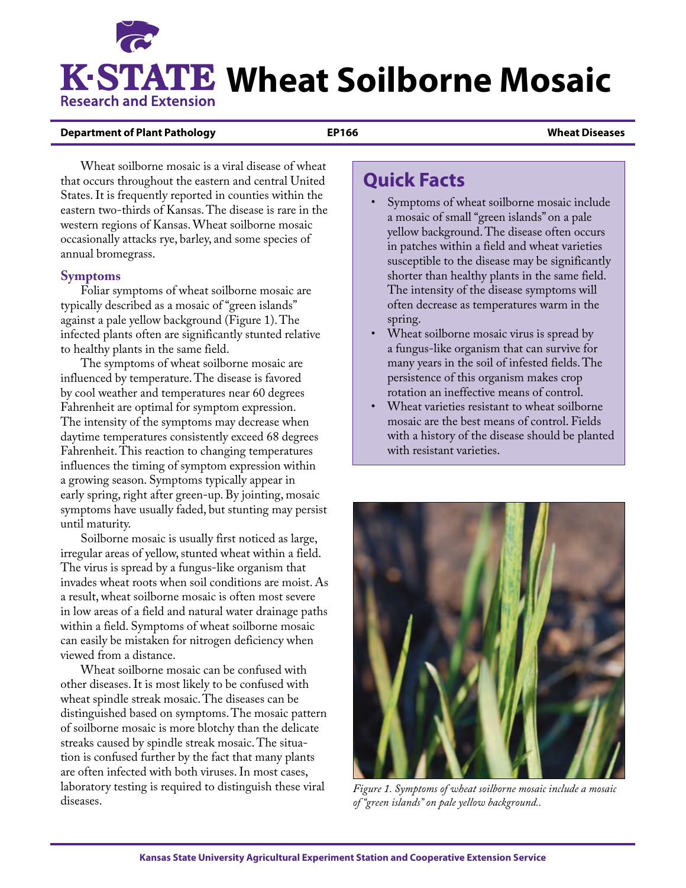# Wheat Soilborne Mosaic

**Department of Plant Pathology** **EP166** **Wheat Diseases**

Wheat soilborne mosaic is a viral disease of wheat that occurs throughout the eastern and central United States. It is frequently reported in counties within the eastern two-thirds of Kansas. The disease is rare in the western regions of Kansas. Wheat soilborne mosaic occasionally attacks rye, barley, and some species of annual bromegrass.

## Quick Facts

- Symptoms of wheat soilborne mosaic include a mosaic of small "green islands" on a pale yellow background. The disease often occurs in patches within a field and wheat varieties susceptible to the disease may be significantly shorter than healthy plants in the same field. The intensity of the disease symptoms will often decrease as temperatures warm in the spring.
- Wheat soilborne mosaic virus is spread by a fungus-like organism that can survive for many years in the soil of infested fields. The persistence of this organism makes crop rotation an ineffective means of control.
- Wheat varieties resistant to wheat soilborne mosaic are the best means of control. Fields with a history of the disease should be planted with resistant varieties.

## Symptoms

Foliar symptoms of wheat soilborne mosaic are typically described as a mosaic of "green islands" against a pale yellow background (Figure 1). The infected plants often are significantly stunted relative to healthy plants in the same field.

The symptoms of wheat soilborne mosaic are influenced by temperature. The disease is favored by cool weather and temperatures near 60 degrees Fahrenheit are optimal for symptom expression. The intensity of the symptoms may decrease when daytime temperatures consistently exceed 68 degrees Fahrenheit. This reaction to changing temperatures influences the timing of symptom expression within a growing season. Symptoms typically appear in early spring, right after green-up. By jointing, mosaic symptoms have usually faded, but stunting may persist until maturity.

Soilborne mosaic is usually first noticed as large, irregular areas of yellow, stunted wheat within a field. The virus is spread by a fungus-like organism that invades wheat roots when soil conditions are moist. As a result, wheat soilborne mosaic is often most severe in low areas of a field and natural water drainage paths within a field. Symptoms of wheat soilborne mosaic can easily be mistaken for nitrogen deficiency when viewed from a distance.

Wheat soilborne mosaic can be confused with other diseases. It is most likely to be confused with wheat spindle streak mosaic. The diseases can be distinguished based on symptoms. The mosaic pattern of soilborne mosaic is more blotchy than the delicate streaks caused by spindle streak mosaic. The situation is confused further by the fact that many plants are often infected with both viruses. In most cases, laboratory testing is required to distinguish these viral diseases.

*Figure 1. Symptoms of wheat soilborne mosaic include a mosaic of "green islands" on pale yellow background..*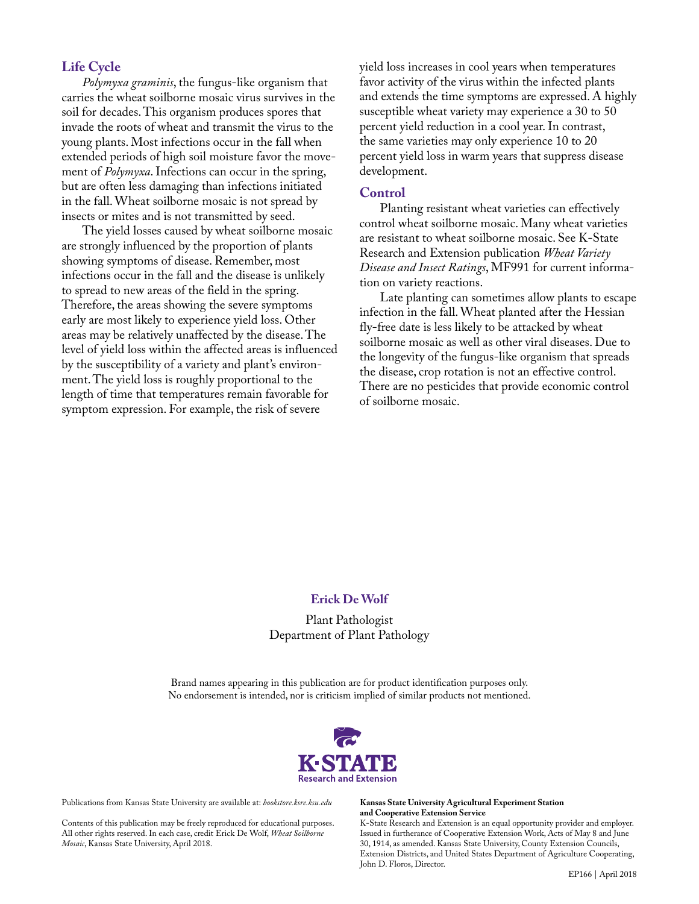## Life Cycle

*Polymyxa graminis*, the fungus-like organism that carries the wheat soilborne mosaic virus survives in the soil for decades. This organism produces spores that invade the roots of wheat and transmit the virus to the young plants. Most infections occur in the fall when extended periods of high soil moisture favor the movement of *Polymyxa*. Infections can occur in the spring, but are often less damaging than infections initiated in the fall. Wheat soilborne mosaic is not spread by insects or mites and is not transmitted by seed.

The yield losses caused by wheat soilborne mosaic are strongly influenced by the proportion of plants showing symptoms of disease. Remember, most infections occur in the fall and the disease is unlikely to spread to new areas of the field in the spring. Therefore, the areas showing the severe symptoms early are most likely to experience yield loss. Other areas may be relatively unaffected by the disease. The level of yield loss within the affected areas is influenced by the susceptibility of a variety and plant's environment. The yield loss is roughly proportional to the length of time that temperatures remain favorable for symptom expression. For example, the risk of severe yield loss increases in cool years when temperatures favor activity of the virus within the infected plants and extends the time symptoms are expressed. A highly susceptible wheat variety may experience a 30 to 50 percent yield reduction in a cool year. In contrast, the same varieties may only experience 10 to 20 percent yield loss in warm years that suppress disease development.

## Control

Planting resistant wheat varieties can effectively control wheat soilborne mosaic. Many wheat varieties are resistant to wheat soilborne mosaic. See K-State Research and Extension publication *Wheat Variety Disease and Insect Ratings*, MF991 for current information on variety reactions.

Late planting can sometimes allow plants to escape infection in the fall. Wheat planted after the Hessian fly-free date is less likely to be attacked by wheat soilborne mosaic as well as other viral diseases. Due to the longevity of the fungus-like organism that spreads the disease, crop rotation is not an effective control. There are no pesticides that provide economic control of soilborne mosaic.

**Erick De Wolf**

Plant Pathologist
Department of Plant Pathology

Brand names appearing in this publication are for product identification purposes only. No endorsement is intended, nor is criticism implied of similar products not mentioned.

K·STATE
Research and Extension

Publications from Kansas State University are available at: *bookstore.ksre.ksu.edu*

Contents of this publication may be freely reproduced for educational purposes. All other rights reserved. In each case, credit Erick De Wolf, *Wheat Soilborne Mosaic*, Kansas State University, April 2018.

**Kansas State University Agricultural Experiment Station and Cooperative Extension Service**

K-State Research and Extension is an equal opportunity provider and employer. Issued in furtherance of Cooperative Extension Work, Acts of May 8 and June 30, 1914, as amended. Kansas State University, County Extension Councils, Extension Districts, and United States Department of Agriculture Cooperating, John D. Floros, Director.

EP166 | April 2018